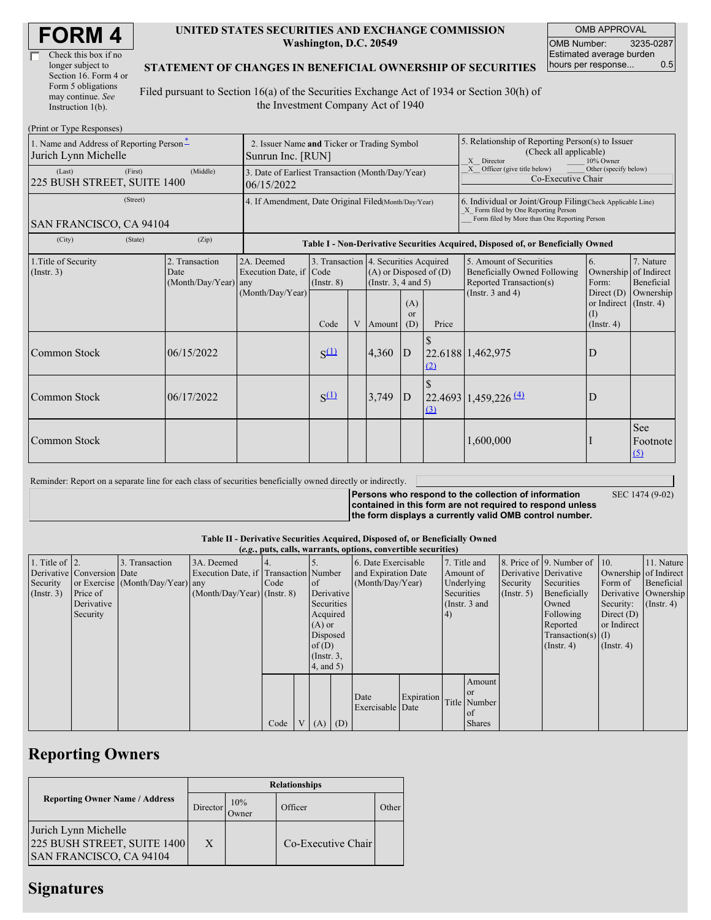# FORM 4

☐ Check this box if no longer subject to Section 16. Form 4 or Form 5 obligations may continue. *See* Instruction 1(b).

**UNITED STATES SECURITIES AND EXCHANGE COMMISSION**
**Washington, D.C. 20549**

**STATEMENT OF CHANGES IN BENEFICIAL OWNERSHIP OF SECURITIES**

Filed pursuant to Section 16(a) of the Securities Exchange Act of 1934 or Section 30(h) of the Investment Company Act of 1940

| OMB APPROVAL | |
|---|---|
| OMB Number: | 3235-0287 |
| Estimated average burden hours per response... | 0.5 |

(Print or Type Responses)

| 1. Name and Address of Reporting Person * | 2. Issuer Name and Ticker or Trading Symbol | 5. Relationship of Reporting Person(s) to Issuer (Check all applicable) |
|---|---|---|
| Jurich Lynn Michelle | Sunrun Inc. [RUN] | _X_ Director ___ 10% Owner |
| (Last) (First) (Middle) 225 BUSH STREET, SUITE 1400 | 3. Date of Earliest Transaction (Month/Day/Year) 06/15/2022 | _X_ Officer (give title below) ___ Other (specify below) Co-Executive Chair |
| (Street) SAN FRANCISCO, CA 94104 | 4. If Amendment, Date Original Filed (Month/Day/Year) | 6. Individual or Joint/Group Filing (Check Applicable Line) _X_ Form filed by One Reporting Person ___ Form filed by More than One Reporting Person |
| (City) (State) (Zip) | | |

**Table I - Non-Derivative Securities Acquired, Disposed of, or Beneficially Owned**

| 1.Title of Security (Instr. 3) | 2. Transaction Date (Month/Day/Year) | 2A. Deemed Execution Date, if any (Month/Day/Year) | 3. Transaction Code (Instr. 8) | | 4. Securities Acquired (A) or Disposed of (D) (Instr. 3, 4 and 5) | | | 5. Amount of Securities Beneficially Owned Following Reported Transaction(s) (Instr. 3 and 4) | 6. Ownership Form: Direct (D) or Indirect (I) (Instr. 4) | 7. Nature of Indirect Beneficial Ownership (Instr. 4) |
|---|---|---|---|---|---|---|---|---|---|---|
| | | | Code | V | Amount | (A) or (D) | Price | | | |
| Common Stock | 06/15/2022 | | S (1) | | 4,360 | D | $ 22.6188 (2) | 1,462,975 | D | |
| Common Stock | 06/17/2022 | | S (1) | | 3,749 | D | $ 22.4693 (3) | 1,459,226 (4) | D | |
| Common Stock | | | | | | | | 1,600,000 | I | See Footnote (5) |

Reminder: Report on a separate line for each class of securities beneficially owned directly or indirectly.

**Persons who respond to the collection of information contained in this form are not required to respond unless the form displays a currently valid OMB control number.** SEC 1474 (9-02)

**Table II - Derivative Securities Acquired, Disposed of, or Beneficially Owned**
***(e.g., puts, calls, warrants, options, convertible securities)***

| 1. Title of Derivative Security (Instr. 3) | 2. Conversion or Exercise Price of Derivative Security | 3. Transaction Date (Month/Day/Year) | 3A. Deemed Execution Date, if any (Month/Day/Year) | 4. Transaction Code (Instr. 8) | | 5. Number of Derivative Securities Acquired (A) or Disposed of (D) (Instr. 3, 4, and 5) | | 6. Date Exercisable and Expiration Date (Month/Day/Year) | | 7. Title and Amount of Underlying Securities (Instr. 3 and 4) | | 8. Price of Derivative Security (Instr. 5) | 9. Number of Derivative Securities Beneficially Owned Following Reported Transaction(s) (Instr. 4) | 10. Ownership Form of Derivative Security: Direct (D) or Indirect (I) (Instr. 4) | 11. Nature of Indirect Beneficial Ownership (Instr. 4) |
|---|---|---|---|---|---|---|---|---|---|---|---|---|---|---|---|
| | | | | Code | V | (A) | (D) | Date Exercisable | Expiration Date | Title | Amount or Number of Shares | | | | |

## Reporting Owners

| Reporting Owner Name / Address | Relationships | | | |
|---|---|---|---|---|
| | Director | 10% Owner | Officer | Other |
| Jurich Lynn Michelle 225 BUSH STREET, SUITE 1400 SAN FRANCISCO, CA 94104 | X | | Co-Executive Chair | |

## Signatures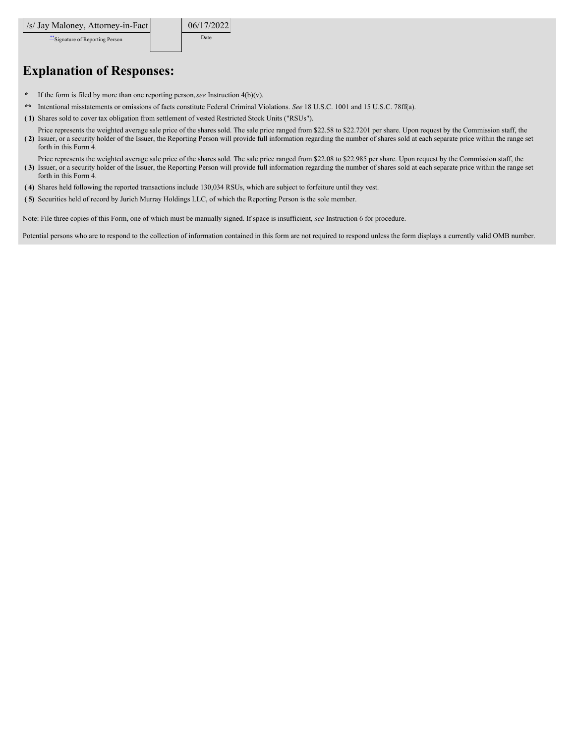| /s/ Jay Maloney, Attorney-in-Fact | 06/17/2022 |
| --- | --- |
| ** Signature of Reporting Person | Date |

## Explanation of Responses:

\* If the form is filed by more than one reporting person, *see* Instruction 4(b)(v).

** Intentional misstatements or omissions of facts constitute Federal Criminal Violations. *See* 18 U.S.C. 1001 and 15 U.S.C. 78ff(a).

( 1) Shares sold to cover tax obligation from settlement of vested Restricted Stock Units ("RSUs").

( 2) Price represents the weighted average sale price of the shares sold. The sale price ranged from $22.58 to $22.7201 per share. Upon request by the Commission staff, the Issuer, or a security holder of the Issuer, the Reporting Person will provide full information regarding the number of shares sold at each separate price within the range set forth in this Form 4.

( 3) Price represents the weighted average sale price of the shares sold. The sale price ranged from $22.08 to $22.985 per share. Upon request by the Commission staff, the Issuer, or a security holder of the Issuer, the Reporting Person will provide full information regarding the number of shares sold at each separate price within the range set forth in this Form 4.

( 4) Shares held following the reported transactions include 130,034 RSUs, which are subject to forfeiture until they vest.

( 5) Securities held of record by Jurich Murray Holdings LLC, of which the Reporting Person is the sole member.

Note: File three copies of this Form, one of which must be manually signed. If space is insufficient, *see* Instruction 6 for procedure.

Potential persons who are to respond to the collection of information contained in this form are not required to respond unless the form displays a currently valid OMB number.